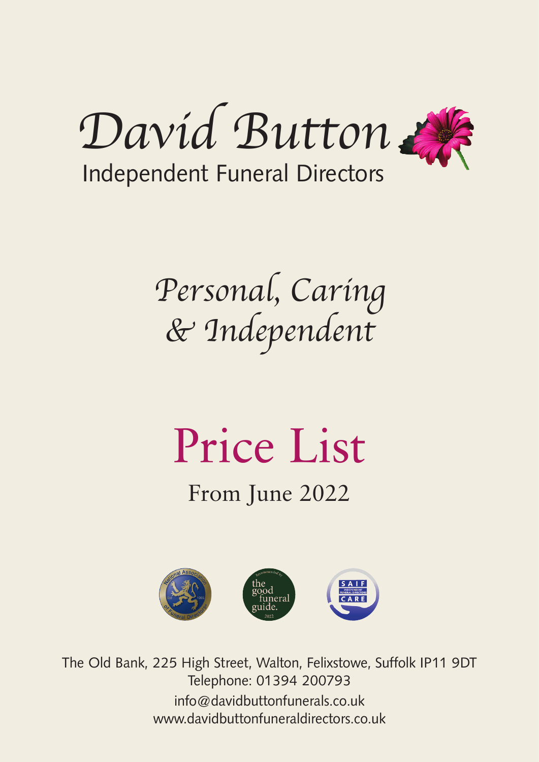# David Button

Independent Funeral Directors

*Personal, Caring & Independent*

# Price List

From June 2022

The Old Bank, 225 High Street, Walton, Felixstowe, Suffolk IP11 9DT
Telephone: 01394 200793
info@davidbuttonfunerals.co.uk
www.davidbuttonfuneraldirectors.co.uk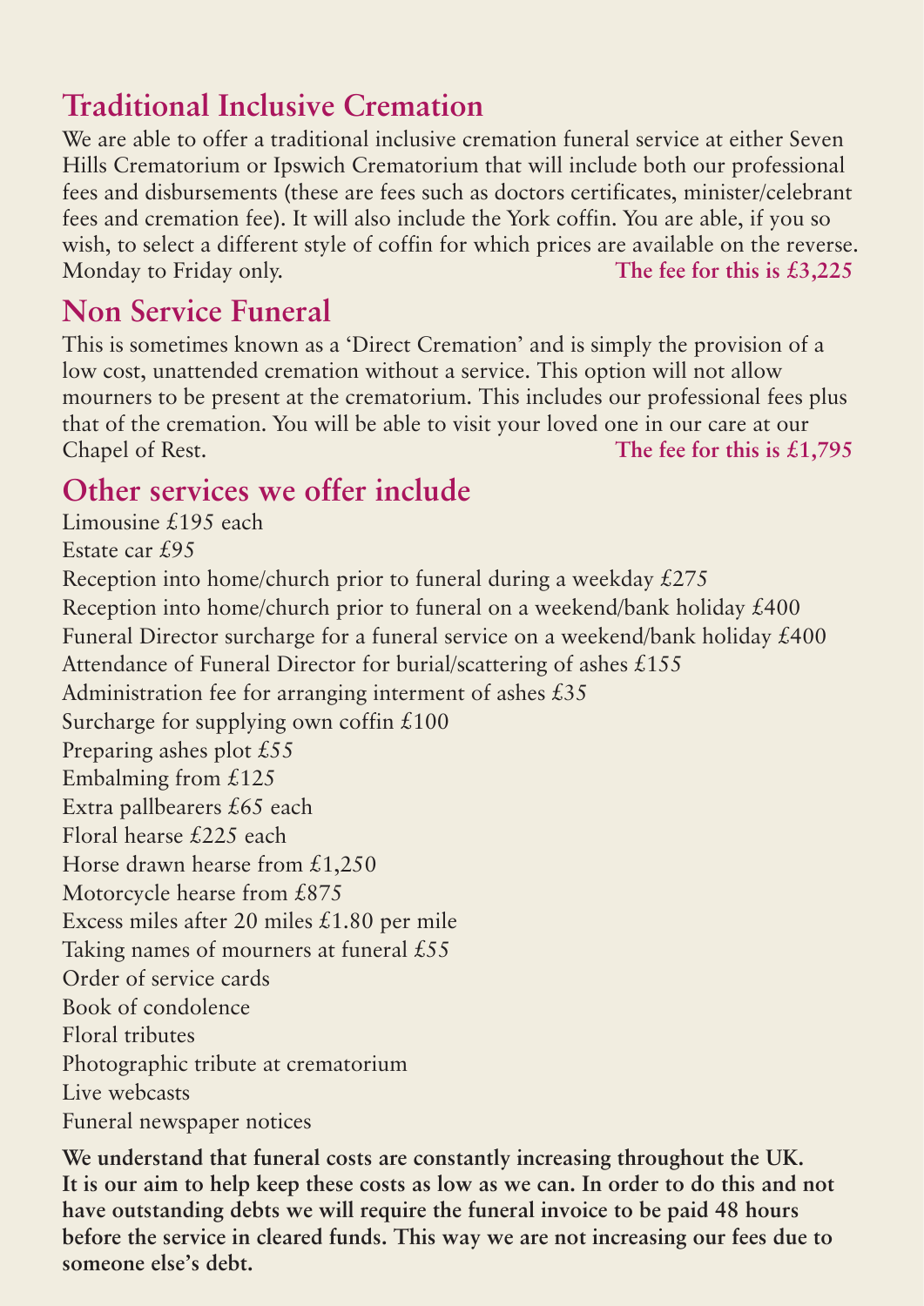## Traditional Inclusive Cremation

We are able to offer a traditional inclusive cremation funeral service at either Seven Hills Crematorium or Ipswich Crematorium that will include both our professional fees and disbursements (these are fees such as doctors certificates, minister/celebrant fees and cremation fee). It will also include the York coffin. You are able, if you so wish, to select a different style of coffin for which prices are available on the reverse. Monday to Friday only.

**The fee for this is £3,225**

## Non Service Funeral

This is sometimes known as a 'Direct Cremation' and is simply the provision of a low cost, unattended cremation without a service. This option will not allow mourners to be present at the crematorium. This includes our professional fees plus that of the cremation. You will be able to visit your loved one in our care at our Chapel of Rest.

**The fee for this is £1,795**

## Other services we offer include

Limousine £195 each
Estate car £95
Reception into home/church prior to funeral during a weekday £275
Reception into home/church prior to funeral on a weekend/bank holiday £400
Funeral Director surcharge for a funeral service on a weekend/bank holiday £400
Attendance of Funeral Director for burial/scattering of ashes £155
Administration fee for arranging interment of ashes £35
Surcharge for supplying own coffin £100
Preparing ashes plot £55
Embalming from £125
Extra pallbearers £65 each
Floral hearse £225 each
Horse drawn hearse from £1,250
Motorcycle hearse from £875
Excess miles after 20 miles £1.80 per mile
Taking names of mourners at funeral £55
Order of service cards
Book of condolence
Floral tributes
Photographic tribute at crematorium
Live webcasts
Funeral newspaper notices

**We understand that funeral costs are constantly increasing throughout the UK. It is our aim to help keep these costs as low as we can. In order to do this and not have outstanding debts we will require the funeral invoice to be paid 48 hours before the service in cleared funds. This way we are not increasing our fees due to someone else's debt.**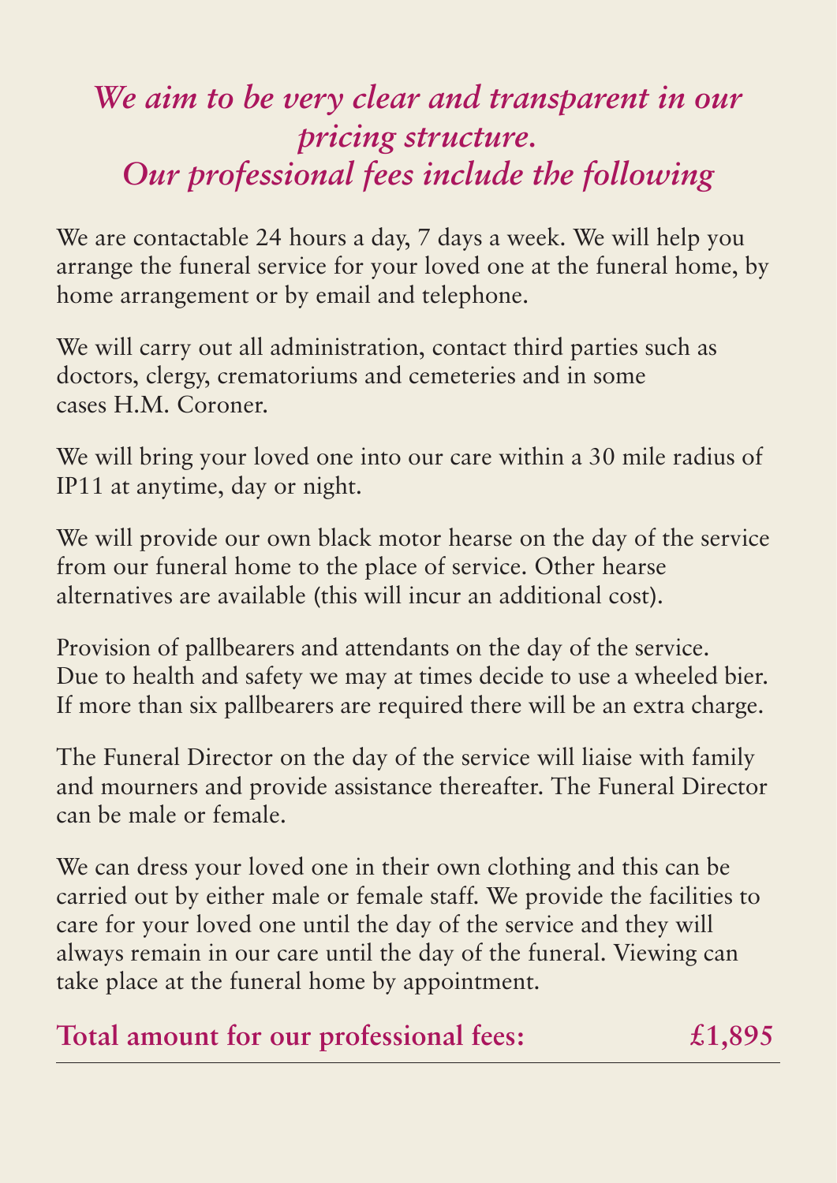## *We aim to be very clear and transparent in our pricing structure. Our professional fees include the following*

We are contactable 24 hours a day, 7 days a week. We will help you arrange the funeral service for your loved one at the funeral home, by home arrangement or by email and telephone.

We will carry out all administration, contact third parties such as doctors, clergy, crematoriums and cemeteries and in some cases H.M. Coroner.

We will bring your loved one into our care within a 30 mile radius of IP11 at anytime, day or night.

We will provide our own black motor hearse on the day of the service from our funeral home to the place of service. Other hearse alternatives are available (this will incur an additional cost).

Provision of pallbearers and attendants on the day of the service. Due to health and safety we may at times decide to use a wheeled bier. If more than six pallbearers are required there will be an extra charge.

The Funeral Director on the day of the service will liaise with family and mourners and provide assistance thereafter. The Funeral Director can be male or female.

We can dress your loved one in their own clothing and this can be carried out by either male or female staff. We provide the facilities to care for your loved one until the day of the service and they will always remain in our care until the day of the funeral. Viewing can take place at the funeral home by appointment.

**Total amount for our professional fees: £1,895**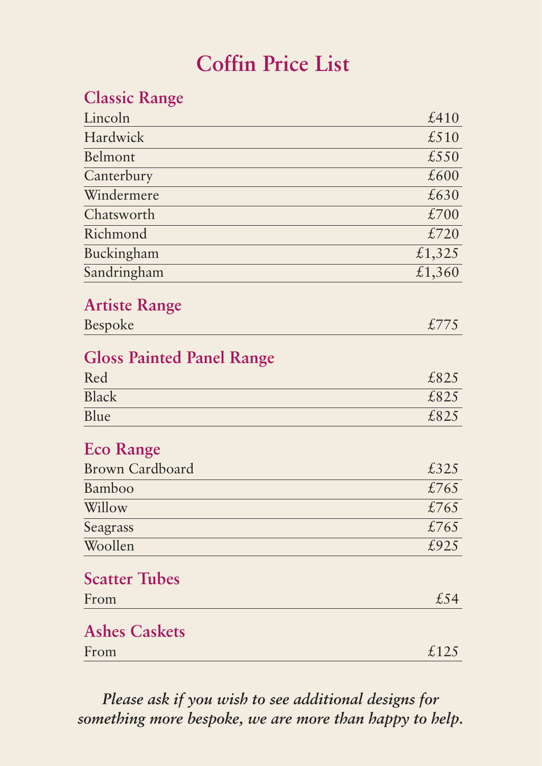# Coffin Price List

## Classic Range

| | |
|---|---|
| Lincoln | £410 |
| Hardwick | £510 |
| Belmont | £550 |
| Canterbury | £600 |
| Windermere | £630 |
| Chatsworth | £700 |
| Richmond | £720 |
| Buckingham | £1,325 |
| Sandringham | £1,360 |

## Artiste Range

| | |
|---|---|
| Bespoke | £775 |

## Gloss Painted Panel Range

| | |
|---|---|
| Red | £825 |
| Black | £825 |
| Blue | £825 |

## Eco Range

| | |
|---|---|
| Brown Cardboard | £325 |
| Bamboo | £765 |
| Willow | £765 |
| Seagrass | £765 |
| Woollen | £925 |

## Scatter Tubes

| | |
|---|---|
| From | £54 |

## Ashes Caskets

| | |
|---|---|
| From | £125 |

***Please ask if you wish to see additional designs for something more bespoke, we are more than happy to help.***